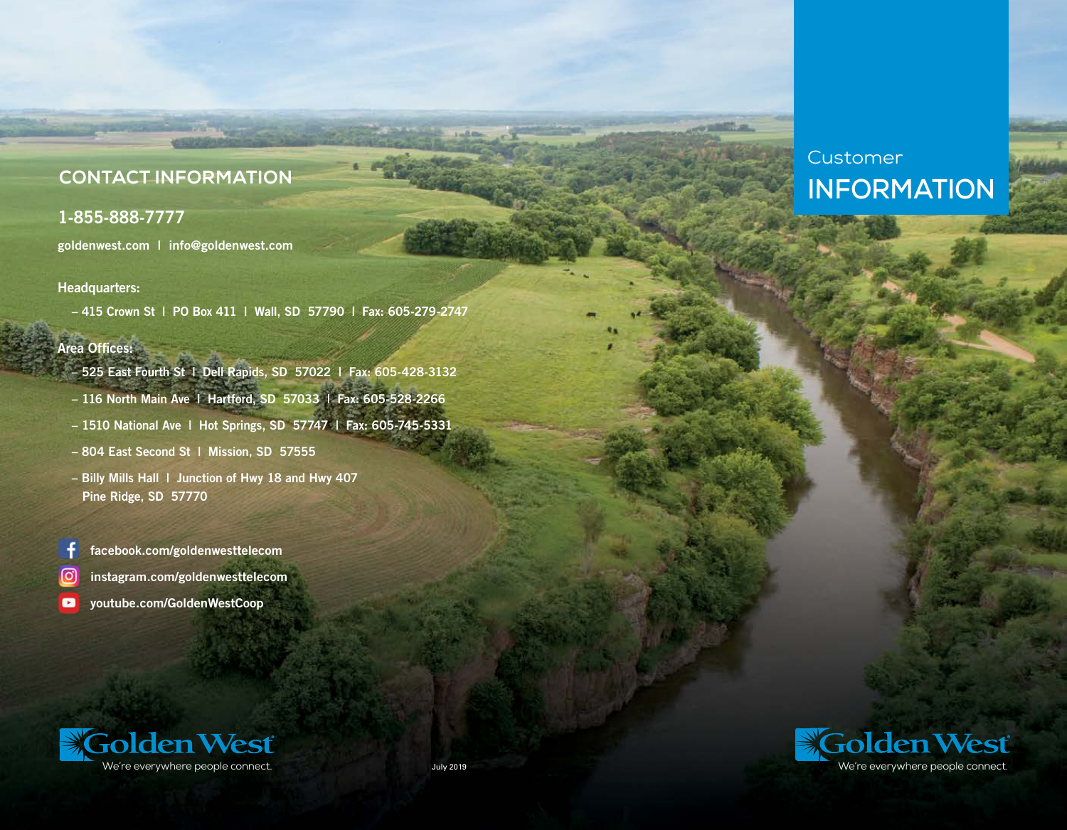# Customer INFORMATION

Golden West

We're everywhere people connect.

## CONTACT INFORMATION

**1-855-888-7777**

goldenwest.com | info@goldenwest.com

**Headquarters:**

– 415 Crown St | PO Box 411 | Wall, SD 57790 | Fax: 605-279-2747

**Area Offices:**

– 525 East Fourth St | Dell Rapids, SD 57022 | Fax: 605-428-3132

– 116 North Main Ave | Hartford, SD 57033 | Fax: 605-528-2266

– 1510 National Ave | Hot Springs, SD 57747 | Fax: 605-745-5331

– 804 East Second St | Mission, SD 57555

– Billy Mills Hall | Junction of Hwy 18 and Hwy 407
Pine Ridge, SD 57770

facebook.com/goldenwesttelecom

instagram.com/goldenwesttelecom

youtube.com/GoldenWestCoop

Golden West

We're everywhere people connect.

July 2019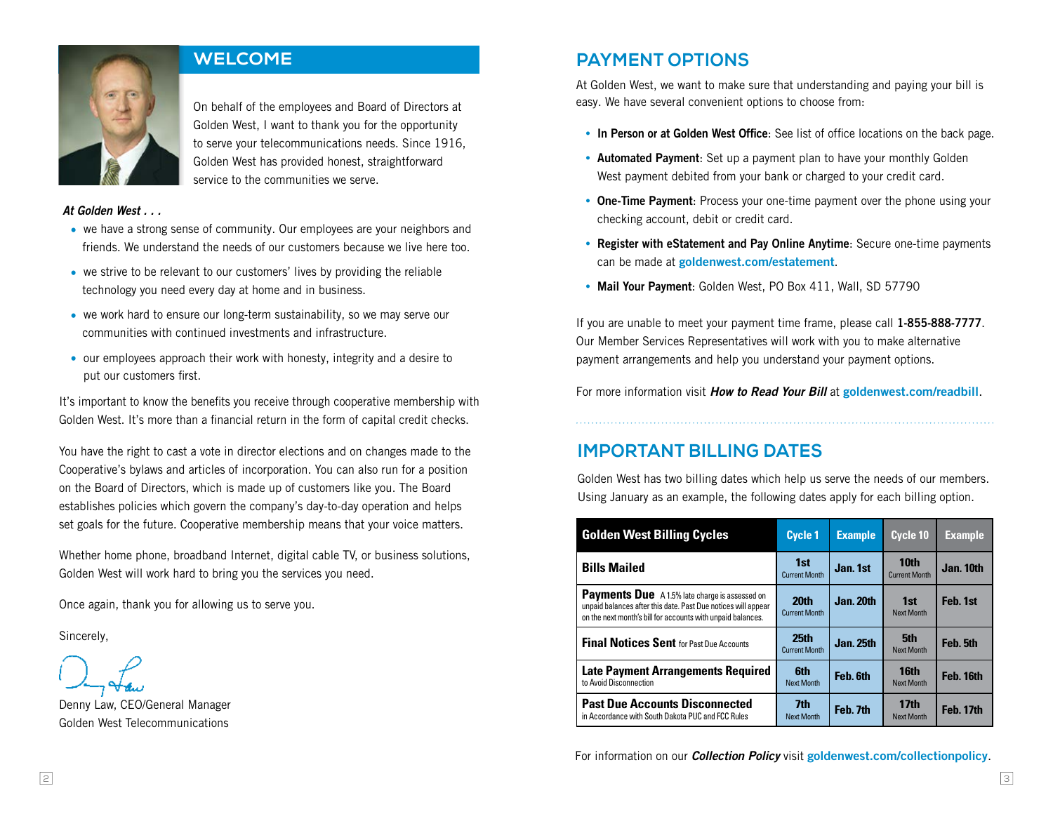## WELCOME

On behalf of the employees and Board of Directors at Golden West, I want to thank you for the opportunity to serve your telecommunications needs. Since 1916, Golden West has provided honest, straightforward service to the communities we serve.

***At Golden West . . .***

- we have a strong sense of community. Our employees are your neighbors and friends. We understand the needs of our customers because we live here too.
- we strive to be relevant to our customers' lives by providing the reliable technology you need every day at home and in business.
- we work hard to ensure our long-term sustainability, so we may serve our communities with continued investments and infrastructure.
- our employees approach their work with honesty, integrity and a desire to put our customers first.

It's important to know the benefits you receive through cooperative membership with Golden West. It's more than a financial return in the form of capital credit checks.

You have the right to cast a vote in director elections and on changes made to the Cooperative's bylaws and articles of incorporation. You can also run for a position on the Board of Directors, which is made up of customers like you. The Board establishes policies which govern the company's day-to-day operation and helps set goals for the future. Cooperative membership means that your voice matters.

Whether home phone, broadband Internet, digital cable TV, or business solutions, Golden West will work hard to bring you the services you need.

Once again, thank you for allowing us to serve you.

Sincerely,

Denny Law, CEO/General Manager
Golden West Telecommunications

## PAYMENT OPTIONS

At Golden West, we want to make sure that understanding and paying your bill is easy. We have several convenient options to choose from:

- **In Person or at Golden West Office**: See list of office locations on the back page.
- **Automated Payment**: Set up a payment plan to have your monthly Golden West payment debited from your bank or charged to your credit card.
- **One-Time Payment**: Process your one-time payment over the phone using your checking account, debit or credit card.
- **Register with eStatement and Pay Online Anytime**: Secure one-time payments can be made at **goldenwest.com/estatement**.
- **Mail Your Payment**: Golden West, PO Box 411, Wall, SD 57790

If you are unable to meet your payment time frame, please call **1-855-888-7777**. Our Member Services Representatives will work with you to make alternative payment arrangements and help you understand your payment options.

For more information visit ***How to Read Your Bill*** at **goldenwest.com/readbill**.

## IMPORTANT BILLING DATES

Golden West has two billing dates which help us serve the needs of our members. Using January as an example, the following dates apply for each billing option.

| Golden West Billing Cycles | Cycle 1 | Example | Cycle 10 | Example |
|---|---|---|---|---|
| **Bills Mailed** | 1st Current Month | Jan. 1st | 10th Current Month | Jan. 10th |
| **Payments Due** A 1.5% late charge is assessed on unpaid balances after this date. Past Due notices will appear on the next month's bill for accounts with unpaid balances. | 20th Current Month | Jan. 20th | 1st Next Month | Feb. 1st |
| **Final Notices Sent** for Past Due Accounts | 25th Current Month | Jan. 25th | 5th Next Month | Feb. 5th |
| **Late Payment Arrangements Required** to Avoid Disconnection | 6th Next Month | Feb. 6th | 16th Next Month | Feb. 16th |
| **Past Due Accounts Disconnected** in Accordance with South Dakota PUC and FCC Rules | 7th Next Month | Feb. 7th | 17th Next Month | Feb. 17th |

For information on our ***Collection Policy*** visit **goldenwest.com/collectionpolicy**.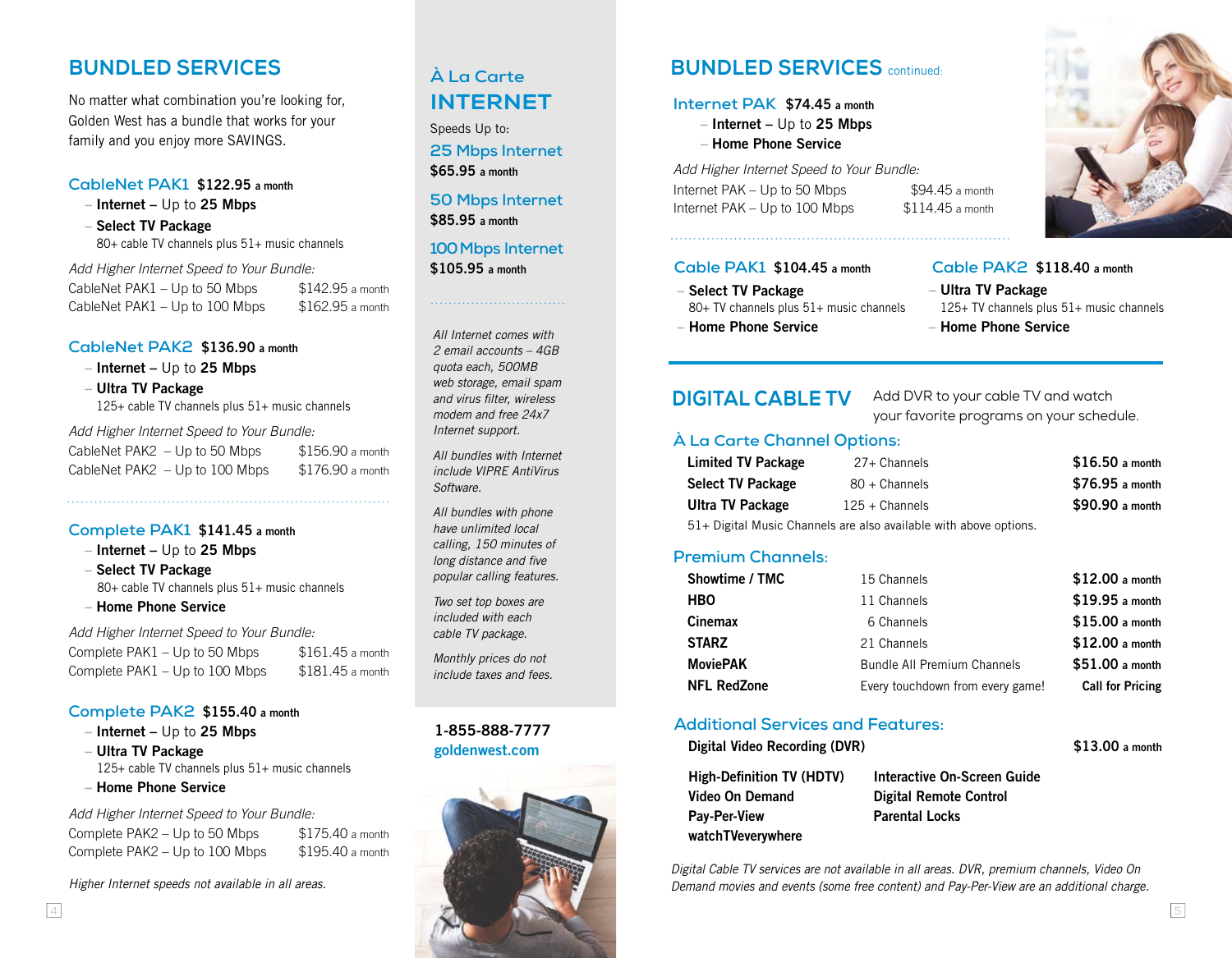# BUNDLED SERVICES

No matter what combination you're looking for, Golden West has a bundle that works for your family and you enjoy more SAVINGS.

## CableNet PAK1 $122.95 a month

- **Internet –** Up to **25 Mbps**
- **Select TV Package**
  80+ cable TV channels plus 51+ music channels

*Add Higher Internet Speed to Your Bundle:*

| | |
|---|---|
| CableNet PAK1 – Up to 50 Mbps | $142.95 a month |
| CableNet PAK1 – Up to 100 Mbps | $162.95 a month |

## CableNet PAK2 $136.90 a month

- **Internet –** Up to **25 Mbps**
- **Ultra TV Package**
  125+ cable TV channels plus 51+ music channels

*Add Higher Internet Speed to Your Bundle:*

| | |
|---|---|
| CableNet PAK2 – Up to 50 Mbps | $156.90 a month |
| CableNet PAK2 – Up to 100 Mbps | $176.90 a month |

## Complete PAK1 $141.45 a month

- **Internet –** Up to **25 Mbps**
- **Select TV Package**
  80+ cable TV channels plus 51+ music channels
- **Home Phone Service**

*Add Higher Internet Speed to Your Bundle:*

| | |
|---|---|
| Complete PAK1 – Up to 50 Mbps | $161.45 a month |
| Complete PAK1 – Up to 100 Mbps | $181.45 a month |

## Complete PAK2 $155.40 a month

- **Internet –** Up to **25 Mbps**
- **Ultra TV Package**
  125+ cable TV channels plus 51+ music channels
- **Home Phone Service**

*Add Higher Internet Speed to Your Bundle:*

| | |
|---|---|
| Complete PAK2 – Up to 50 Mbps | $175.40 a month |
| Complete PAK2 – Up to 100 Mbps | $195.40 a month |

*Higher Internet speeds not available in all areas.*

# À La Carte INTERNET

Speeds Up to:

**25 Mbps Internet**
**$65.95** a month

**50 Mbps Internet**
**$85.95** a month

**100 Mbps Internet**
**$105.95** a month

*All Internet comes with 2 email accounts – 4GB quota each, 500MB web storage, email spam and virus filter, wireless modem and free 24x7 Internet support.*

*All bundles with Internet include VIPRE AntiVirus Software.*

*All bundles with phone have unlimited local calling, 150 minutes of long distance and five popular calling features.*

*Two set top boxes are included with each cable TV package.*

*Monthly prices do not include taxes and fees.*

**1-855-888-7777**
**goldenwest.com**

# BUNDLED SERVICES continued:

## Internet PAK $74.45 a month

- **Internet –** Up to **25 Mbps**
- **Home Phone Service**

*Add Higher Internet Speed to Your Bundle:*

| | |
|---|---|
| Internet PAK – Up to 50 Mbps | $94.45 a month |
| Internet PAK – Up to 100 Mbps | $114.45 a month |

## Cable PAK1 $104.45 a month

- **Select TV Package**
  80+ TV channels plus 51+ music channels
- **Home Phone Service**

## Cable PAK2 $118.40 a month

- **Ultra TV Package**
  125+ TV channels plus 51+ music channels
- **Home Phone Service**

# DIGITAL CABLE TV

Add DVR to your cable TV and watch your favorite programs on your schedule.

## À La Carte Channel Options:

| | | |
|---|---|---|
| **Limited TV Package** | 27+ Channels | **$16.50** a month |
| **Select TV Package** | 80 + Channels | **$76.95** a month |
| **Ultra TV Package** | 125 + Channels | **$90.90** a month |

51+ Digital Music Channels are also available with above options.

## Premium Channels:

| | | |
|---|---|---|
| **Showtime / TMC** | 15 Channels | **$12.00** a month |
| **HBO** | 11 Channels | **$19.95** a month |
| **Cinemax** | 6 Channels | **$15.00** a month |
| **STARZ** | 21 Channels | **$12.00** a month |
| **MoviePAK** | Bundle All Premium Channels | **$51.00** a month |
| **NFL RedZone** | Every touchdown from every game! | **Call for Pricing** |

## Additional Services and Features:

**Digital Video Recording (DVR)** — **$13.00** a month

- **High-Definition TV (HDTV)**
- **Video On Demand**
- **Pay-Per-View**
- **watchTVeverywhere**
- **Interactive On-Screen Guide**
- **Digital Remote Control**
- **Parental Locks**

*Digital Cable TV services are not available in all areas. DVR, premium channels, Video On Demand movies and events (some free content) and Pay-Per-View are an additional charge.*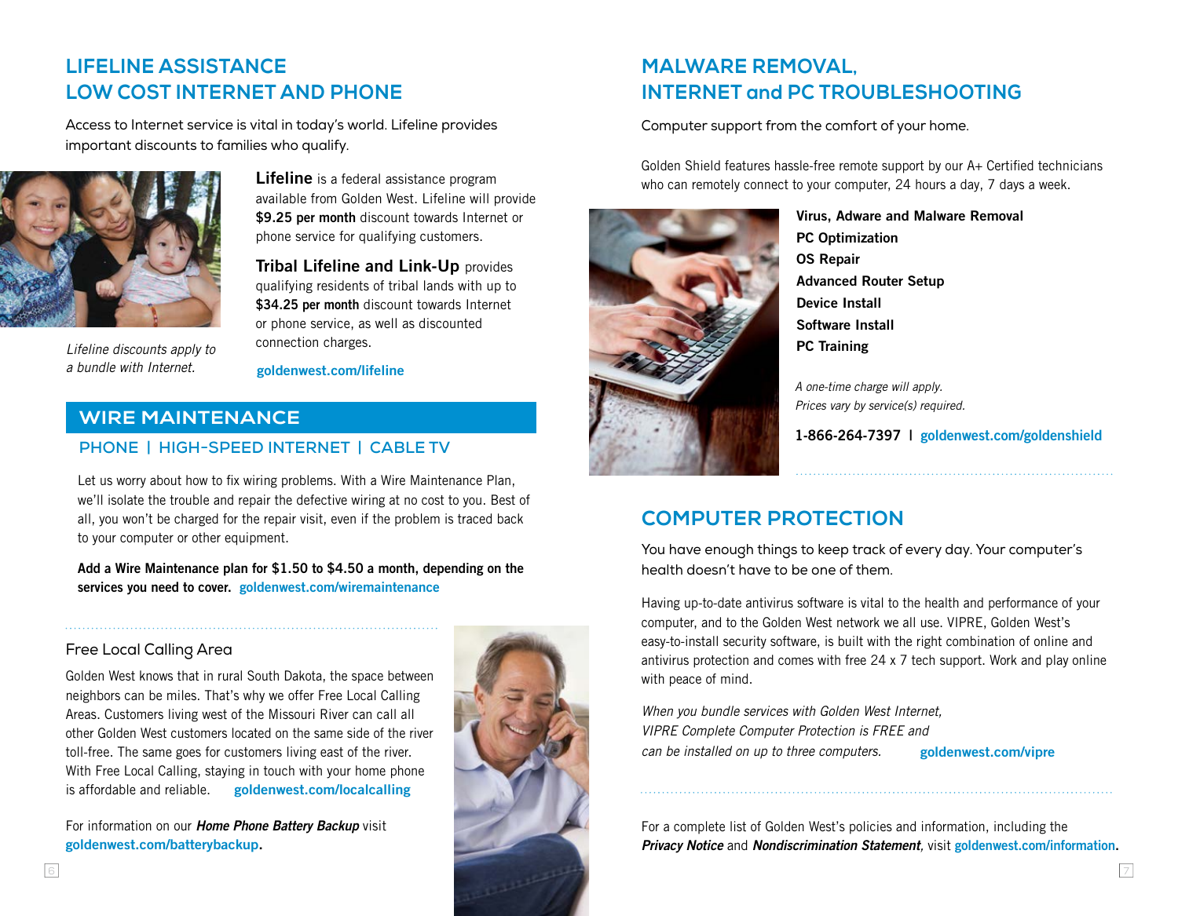## LIFELINE ASSISTANCE LOW COST INTERNET AND PHONE

Access to Internet service is vital in today's world. Lifeline provides important discounts to families who qualify.

*Lifeline discounts apply to a bundle with Internet.*

**Lifeline** is a federal assistance program available from Golden West. Lifeline will provide **$9.25 per month** discount towards Internet or phone service for qualifying customers.

**Tribal Lifeline and Link-Up** provides qualifying residents of tribal lands with up to **$34.25 per month** discount towards Internet or phone service, as well as discounted connection charges.

**goldenwest.com/lifeline**

## WIRE MAINTENANCE

### PHONE | HIGH-SPEED INTERNET | CABLE TV

Let us worry about how to fix wiring problems. With a Wire Maintenance Plan, we'll isolate the trouble and repair the defective wiring at no cost to you. Best of all, you won't be charged for the repair visit, even if the problem is traced back to your computer or other equipment.

**Add a Wire Maintenance plan for $1.50 to $4.50 a month, depending on the services you need to cover.** **goldenwest.com/wiremaintenance**

### Free Local Calling Area

Golden West knows that in rural South Dakota, the space between neighbors can be miles. That's why we offer Free Local Calling Areas. Customers living west of the Missouri River can call all other Golden West customers located on the same side of the river toll-free. The same goes for customers living east of the river. With Free Local Calling, staying in touch with your home phone is affordable and reliable. **goldenwest.com/localcalling**

For information on our ***Home Phone Battery Backup*** visit **goldenwest.com/batterybackup.**

## MALWARE REMOVAL, INTERNET and PC TROUBLESHOOTING

Computer support from the comfort of your home.

Golden Shield features hassle-free remote support by our A+ Certified technicians who can remotely connect to your computer, 24 hours a day, 7 days a week.

**Virus, Adware and Malware Removal**
**PC Optimization**
**OS Repair**
**Advanced Router Setup**
**Device Install**
**Software Install**
**PC Training**

*A one-time charge will apply.*
*Prices vary by service(s) required.*

**1-866-264-7397 | goldenwest.com/goldenshield**

## COMPUTER PROTECTION

You have enough things to keep track of every day. Your computer's health doesn't have to be one of them.

Having up-to-date antivirus software is vital to the health and performance of your computer, and to the Golden West network we all use. VIPRE, Golden West's easy-to-install security software, is built with the right combination of online and antivirus protection and comes with free 24 x 7 tech support. Work and play online with peace of mind.

*When you bundle services with Golden West Internet, VIPRE Complete Computer Protection is FREE and can be installed on up to three computers.* **goldenwest.com/vipre**

For a complete list of Golden West's policies and information, including the ***Privacy Notice*** and ***Nondiscrimination Statement***, visit **goldenwest.com/information.**